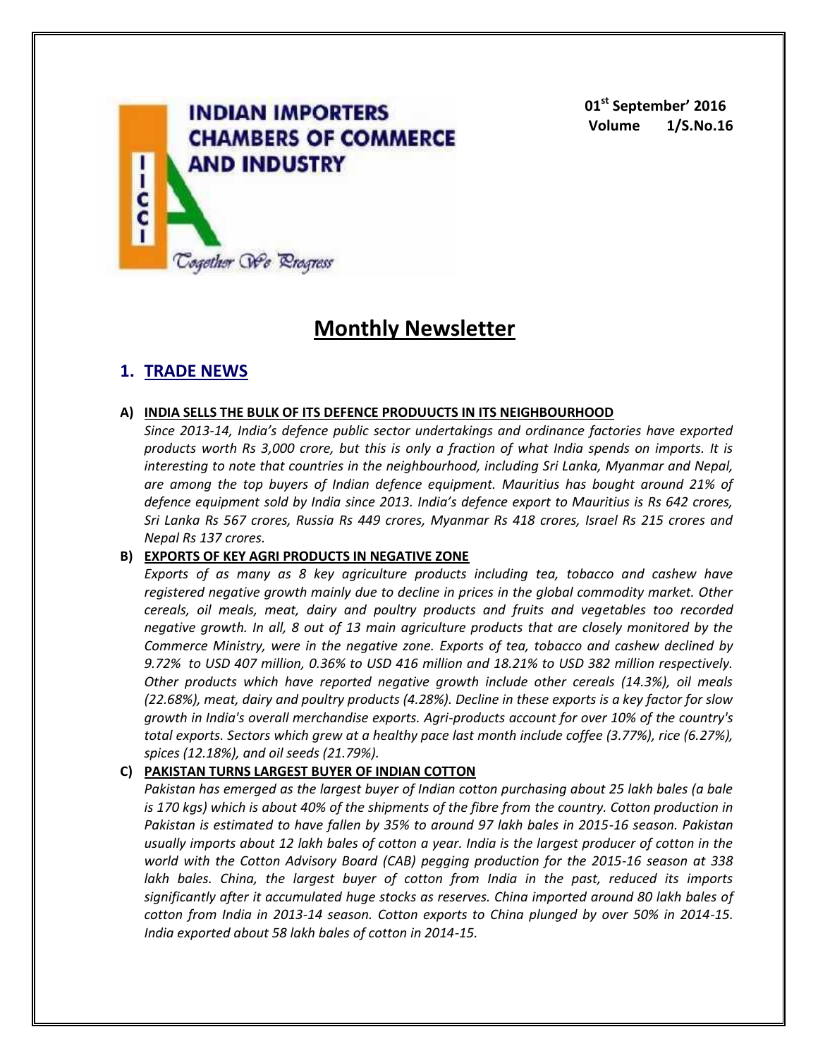INDIAN IMPORTERS CHAMBERS OF COMMERCE AND INDUSTRY

IICCI

Together We Progress

**01st September' 2016**
**Volume 1/S.No.16**

# Monthly Newsletter

## 1. TRADE NEWS

### A) INDIA SELLS THE BULK OF ITS DEFENCE PRODUUCTS IN ITS NEIGHBOURHOOD

*Since 2013-14, India's defence public sector undertakings and ordinance factories have exported products worth Rs 3,000 crore, but this is only a fraction of what India spends on imports. It is interesting to note that countries in the neighbourhood, including Sri Lanka, Myanmar and Nepal, are among the top buyers of Indian defence equipment. Mauritius has bought around 21% of defence equipment sold by India since 2013. India's defence export to Mauritius is Rs 642 crores, Sri Lanka Rs 567 crores, Russia Rs 449 crores, Myanmar Rs 418 crores, Israel Rs 215 crores and Nepal Rs 137 crores.*

### B) EXPORTS OF KEY AGRI PRODUCTS IN NEGATIVE ZONE

*Exports of as many as 8 key agriculture products including tea, tobacco and cashew have registered negative growth mainly due to decline in prices in the global commodity market. Other cereals, oil meals, meat, dairy and poultry products and fruits and vegetables too recorded negative growth. In all, 8 out of 13 main agriculture products that are closely monitored by the Commerce Ministry, were in the negative zone. Exports of tea, tobacco and cashew declined by 9.72% to USD 407 million, 0.36% to USD 416 million and 18.21% to USD 382 million respectively. Other products which have reported negative growth include other cereals (14.3%), oil meals (22.68%), meat, dairy and poultry products (4.28%). Decline in these exports is a key factor for slow growth in India's overall merchandise exports. Agri-products account for over 10% of the country's total exports. Sectors which grew at a healthy pace last month include coffee (3.77%), rice (6.27%), spices (12.18%), and oil seeds (21.79%).*

### C) PAKISTAN TURNS LARGEST BUYER OF INDIAN COTTON

*Pakistan has emerged as the largest buyer of Indian cotton purchasing about 25 lakh bales (a bale is 170 kgs) which is about 40% of the shipments of the fibre from the country. Cotton production in Pakistan is estimated to have fallen by 35% to around 97 lakh bales in 2015-16 season. Pakistan usually imports about 12 lakh bales of cotton a year. India is the largest producer of cotton in the world with the Cotton Advisory Board (CAB) pegging production for the 2015-16 season at 338 lakh bales. China, the largest buyer of cotton from India in the past, reduced its imports significantly after it accumulated huge stocks as reserves. China imported around 80 lakh bales of cotton from India in 2013-14 season. Cotton exports to China plunged by over 50% in 2014-15. India exported about 58 lakh bales of cotton in 2014-15.*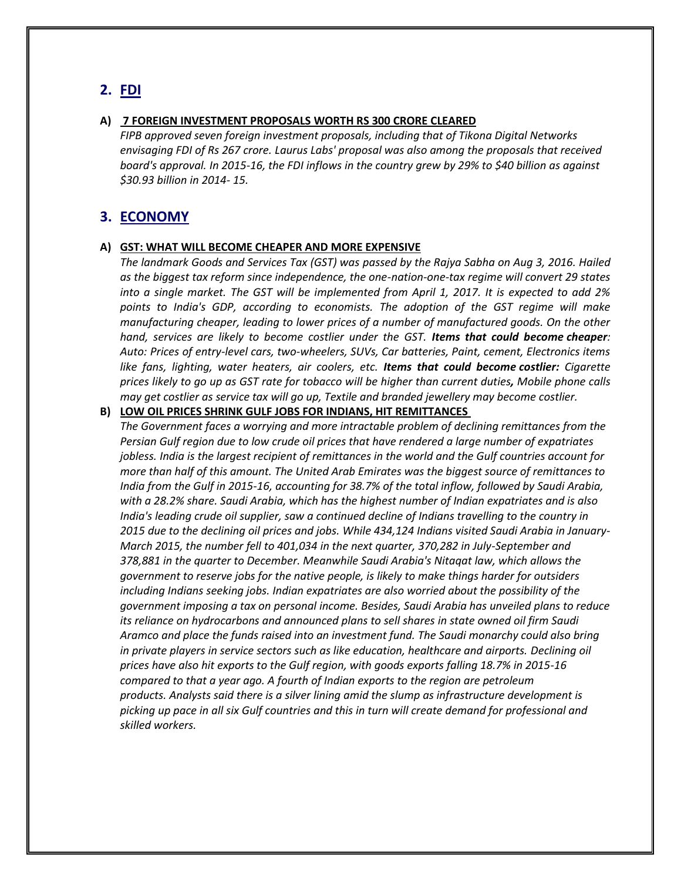## 2. FDI

### A) 7 FOREIGN INVESTMENT PROPOSALS WORTH RS 300 CRORE CLEARED

*FIPB approved seven foreign investment proposals, including that of Tikona Digital Networks envisaging FDI of Rs 267 crore. Laurus Labs' proposal was also among the proposals that received board's approval. In 2015-16, the FDI inflows in the country grew by 29% to $40 billion as against $30.93 billion in 2014- 15.*

## 3. ECONOMY

### A) GST: WHAT WILL BECOME CHEAPER AND MORE EXPENSIVE

*The landmark Goods and Services Tax (GST) was passed by the Rajya Sabha on Aug 3, 2016. Hailed as the biggest tax reform since independence, the one-nation-one-tax regime will convert 29 states into a single market. The GST will be implemented from April 1, 2017. It is expected to add 2% points to India's GDP, according to economists. The adoption of the GST regime will make manufacturing cheaper, leading to lower prices of a number of manufactured goods. On the other hand, services are likely to become costlier under the GST.* ***Items that could become cheaper****: Auto: Prices of entry-level cars, two-wheelers, SUVs, Car batteries, Paint, cement, Electronics items like fans, lighting, water heaters, air coolers, etc.* ***Items that could become costlier:*** *Cigarette prices likely to go up as GST rate for tobacco will be higher than current duties****,*** *Mobile phone calls may get costlier as service tax will go up, Textile and branded jewellery may become costlier.*

### B) LOW OIL PRICES SHRINK GULF JOBS FOR INDIANS, HIT REMITTANCES

*The Government faces a worrying and more intractable problem of declining remittances from the Persian Gulf region due to low crude oil prices that have rendered a large number of expatriates jobless. India is the largest recipient of remittances in the world and the Gulf countries account for more than half of this amount. The United Arab Emirates was the biggest source of remittances to India from the Gulf in 2015-16, accounting for 38.7% of the total inflow, followed by Saudi Arabia, with a 28.2% share. Saudi Arabia, which has the highest number of Indian expatriates and is also India's leading crude oil supplier, saw a continued decline of Indians travelling to the country in 2015 due to the declining oil prices and jobs. While 434,124 Indians visited Saudi Arabia in January-March 2015, the number fell to 401,034 in the next quarter, 370,282 in July-September and 378,881 in the quarter to December. Meanwhile Saudi Arabia's Nitaqat law, which allows the government to reserve jobs for the native people, is likely to make things harder for outsiders including Indians seeking jobs. Indian expatriates are also worried about the possibility of the government imposing a tax on personal income. Besides, Saudi Arabia has unveiled plans to reduce its reliance on hydrocarbons and announced plans to sell shares in state owned oil firm Saudi Aramco and place the funds raised into an investment fund. The Saudi monarchy could also bring in private players in service sectors such as like education, healthcare and airports. Declining oil prices have also hit exports to the Gulf region, with goods exports falling 18.7% in 2015-16 compared to that a year ago. A fourth of Indian exports to the region are petroleum products. Analysts said there is a silver lining amid the slump as infrastructure development is picking up pace in all six Gulf countries and this in turn will create demand for professional and skilled workers.*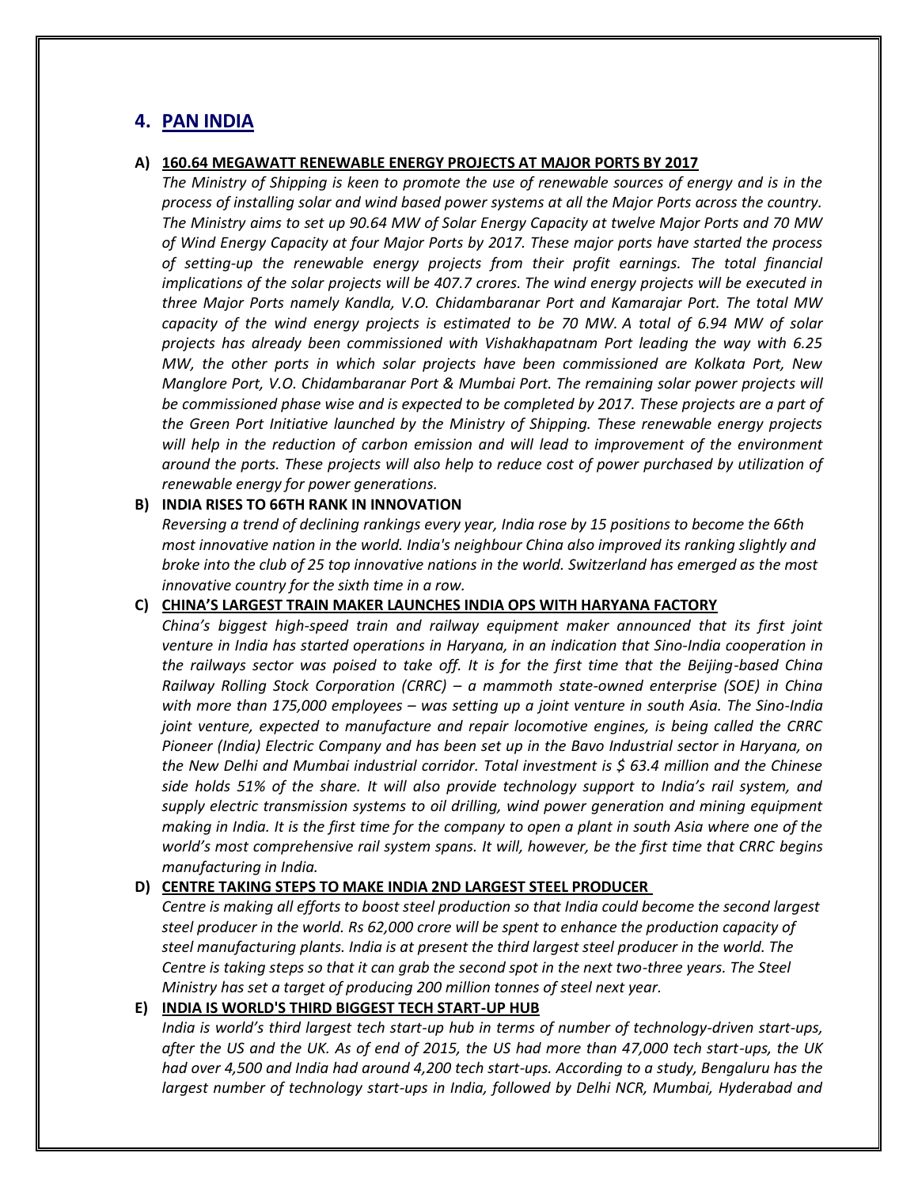## 4. PAN INDIA

### A) 160.64 MEGAWATT RENEWABLE ENERGY PROJECTS AT MAJOR PORTS BY 2017

*The Ministry of Shipping is keen to promote the use of renewable sources of energy and is in the process of installing solar and wind based power systems at all the Major Ports across the country. The Ministry aims to set up 90.64 MW of Solar Energy Capacity at twelve Major Ports and 70 MW of Wind Energy Capacity at four Major Ports by 2017. These major ports have started the process of setting-up the renewable energy projects from their profit earnings. The total financial implications of the solar projects will be 407.7 crores. The wind energy projects will be executed in three Major Ports namely Kandla, V.O. Chidambaranar Port and Kamarajar Port. The total MW capacity of the wind energy projects is estimated to be 70 MW. A total of 6.94 MW of solar projects has already been commissioned with Vishakhapatnam Port leading the way with 6.25 MW, the other ports in which solar projects have been commissioned are Kolkata Port, New Manglore Port, V.O. Chidambaranar Port & Mumbai Port. The remaining solar power projects will be commissioned phase wise and is expected to be completed by 2017. These projects are a part of the Green Port Initiative launched by the Ministry of Shipping. These renewable energy projects will help in the reduction of carbon emission and will lead to improvement of the environment around the ports. These projects will also help to reduce cost of power purchased by utilization of renewable energy for power generations.*

### B) INDIA RISES TO 66TH RANK IN INNOVATION

*Reversing a trend of declining rankings every year, India rose by 15 positions to become the 66th most innovative nation in the world. India's neighbour China also improved its ranking slightly and broke into the club of 25 top innovative nations in the world. Switzerland has emerged as the most innovative country for the sixth time in a row.*

### C) CHINA'S LARGEST TRAIN MAKER LAUNCHES INDIA OPS WITH HARYANA FACTORY

*China's biggest high-speed train and railway equipment maker announced that its first joint venture in India has started operations in Haryana, in an indication that Sino-India cooperation in the railways sector was poised to take off. It is for the first time that the Beijing-based China Railway Rolling Stock Corporation (CRRC) – a mammoth state-owned enterprise (SOE) in China with more than 175,000 employees – was setting up a joint venture in south Asia. The Sino-India joint venture, expected to manufacture and repair locomotive engines, is being called the CRRC Pioneer (India) Electric Company and has been set up in the Bavo Industrial sector in Haryana, on the New Delhi and Mumbai industrial corridor. Total investment is $ 63.4 million and the Chinese side holds 51% of the share. It will also provide technology support to India's rail system, and supply electric transmission systems to oil drilling, wind power generation and mining equipment making in India. It is the first time for the company to open a plant in south Asia where one of the world's most comprehensive rail system spans. It will, however, be the first time that CRRC begins manufacturing in India.*

### D) CENTRE TAKING STEPS TO MAKE INDIA 2ND LARGEST STEEL PRODUCER

*Centre is making all efforts to boost steel production so that India could become the second largest steel producer in the world. Rs 62,000 crore will be spent to enhance the production capacity of steel manufacturing plants. India is at present the third largest steel producer in the world. The Centre is taking steps so that it can grab the second spot in the next two-three years. The Steel Ministry has set a target of producing 200 million tonnes of steel next year.*

### E) INDIA IS WORLD'S THIRD BIGGEST TECH START-UP HUB

*India is world's third largest tech start-up hub in terms of number of technology-driven start-ups, after the US and the UK. As of end of 2015, the US had more than 47,000 tech start-ups, the UK had over 4,500 and India had around 4,200 tech start-ups. According to a study, Bengaluru has the largest number of technology start-ups in India, followed by Delhi NCR, Mumbai, Hyderabad and*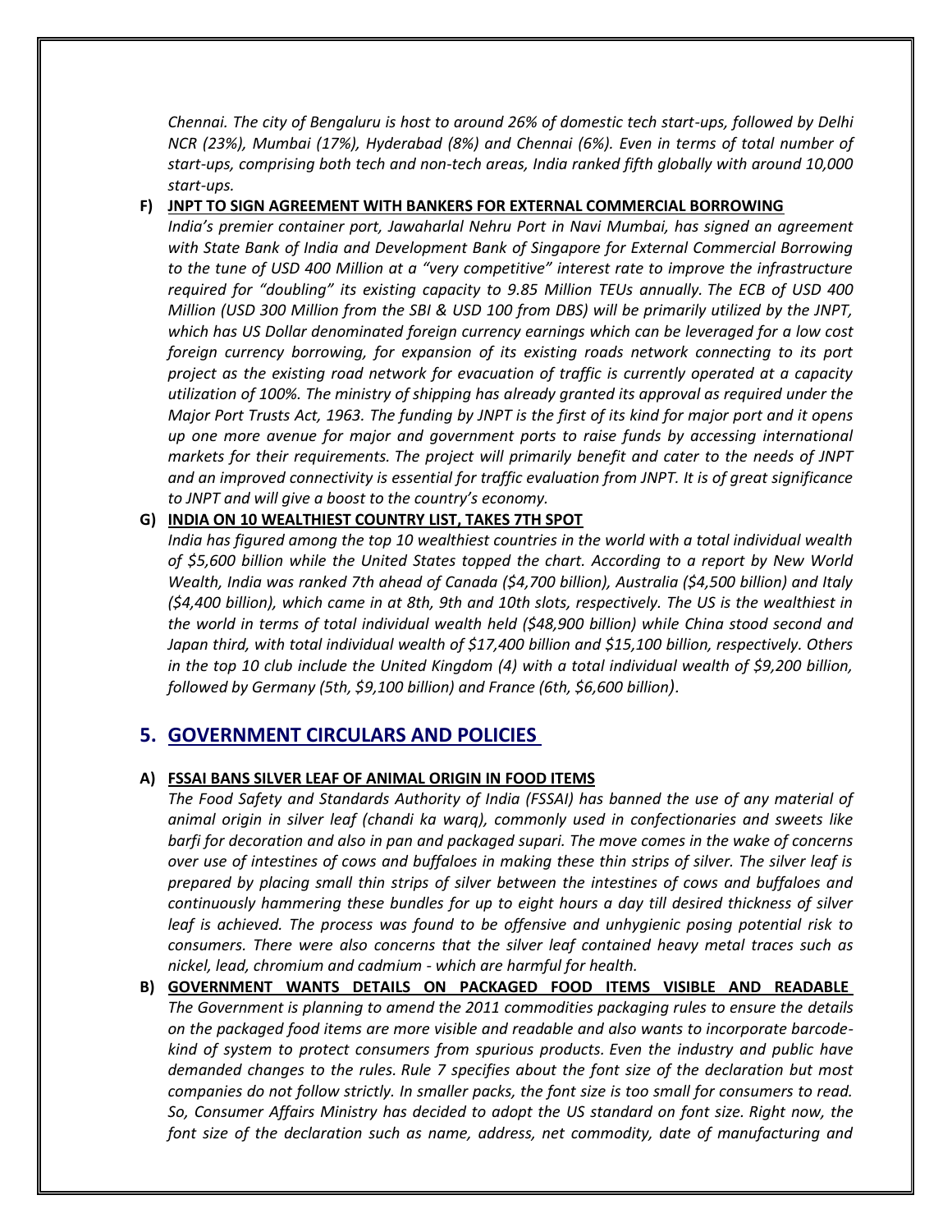*Chennai. The city of Bengaluru is host to around 26% of domestic tech start-ups, followed by Delhi NCR (23%), Mumbai (17%), Hyderabad (8%) and Chennai (6%). Even in terms of total number of start-ups, comprising both tech and non-tech areas, India ranked fifth globally with around 10,000 start-ups.*

**F) <u>JNPT TO SIGN AGREEMENT WITH BANKERS FOR EXTERNAL COMMERCIAL BORROWING</u>**

*India's premier container port, Jawaharlal Nehru Port in Navi Mumbai, has signed an agreement with State Bank of India and Development Bank of Singapore for External Commercial Borrowing to the tune of USD 400 Million at a "very competitive" interest rate to improve the infrastructure required for "doubling" its existing capacity to 9.85 Million TEUs annually. The ECB of USD 400 Million (USD 300 Million from the SBI & USD 100 from DBS) will be primarily utilized by the JNPT, which has US Dollar denominated foreign currency earnings which can be leveraged for a low cost foreign currency borrowing, for expansion of its existing roads network connecting to its port project as the existing road network for evacuation of traffic is currently operated at a capacity utilization of 100%. The ministry of shipping has already granted its approval as required under the Major Port Trusts Act, 1963. The funding by JNPT is the first of its kind for major port and it opens up one more avenue for major and government ports to raise funds by accessing international markets for their requirements. The project will primarily benefit and cater to the needs of JNPT and an improved connectivity is essential for traffic evaluation from JNPT. It is of great significance to JNPT and will give a boost to the country's economy.*

**G) <u>INDIA ON 10 WEALTHIEST COUNTRY LIST, TAKES 7TH SPOT</u>**

*India has figured among the top 10 wealthiest countries in the world with a total individual wealth of $5,600 billion while the United States topped the chart. According to a report by New World Wealth, India was ranked 7th ahead of Canada ($4,700 billion), Australia ($4,500 billion) and Italy ($4,400 billion), which came in at 8th, 9th and 10th slots, respectively. The US is the wealthiest in the world in terms of total individual wealth held ($48,900 billion) while China stood second and Japan third, with total individual wealth of $17,400 billion and $15,100 billion, respectively. Others in the top 10 club include the United Kingdom (4) with a total individual wealth of $9,200 billion, followed by Germany (5th, $9,100 billion) and France (6th, $6,600 billion).*

## 5. <u>GOVERNMENT CIRCULARS AND POLICIES</u>

**A) <u>FSSAI BANS SILVER LEAF OF ANIMAL ORIGIN IN FOOD ITEMS</u>**

*The Food Safety and Standards Authority of India (FSSAI) has banned the use of any material of animal origin in silver leaf (chandi ka warq), commonly used in confectionaries and sweets like barfi for decoration and also in pan and packaged supari. The move comes in the wake of concerns over use of intestines of cows and buffaloes in making these thin strips of silver. The silver leaf is prepared by placing small thin strips of silver between the intestines of cows and buffaloes and continuously hammering these bundles for up to eight hours a day till desired thickness of silver leaf is achieved. The process was found to be offensive and unhygienic posing potential risk to consumers. There were also concerns that the silver leaf contained heavy metal traces such as nickel, lead, chromium and cadmium - which are harmful for health.*

**B) <u>GOVERNMENT WANTS DETAILS ON PACKAGED FOOD ITEMS VISIBLE AND READABLE</u>**

*The Government is planning to amend the 2011 commodities packaging rules to ensure the details on the packaged food items are more visible and readable and also wants to incorporate barcode-kind of system to protect consumers from spurious products. Even the industry and public have demanded changes to the rules. Rule 7 specifies about the font size of the declaration but most companies do not follow strictly. In smaller packs, the font size is too small for consumers to read. So, Consumer Affairs Ministry has decided to adopt the US standard on font size. Right now, the font size of the declaration such as name, address, net commodity, date of manufacturing and*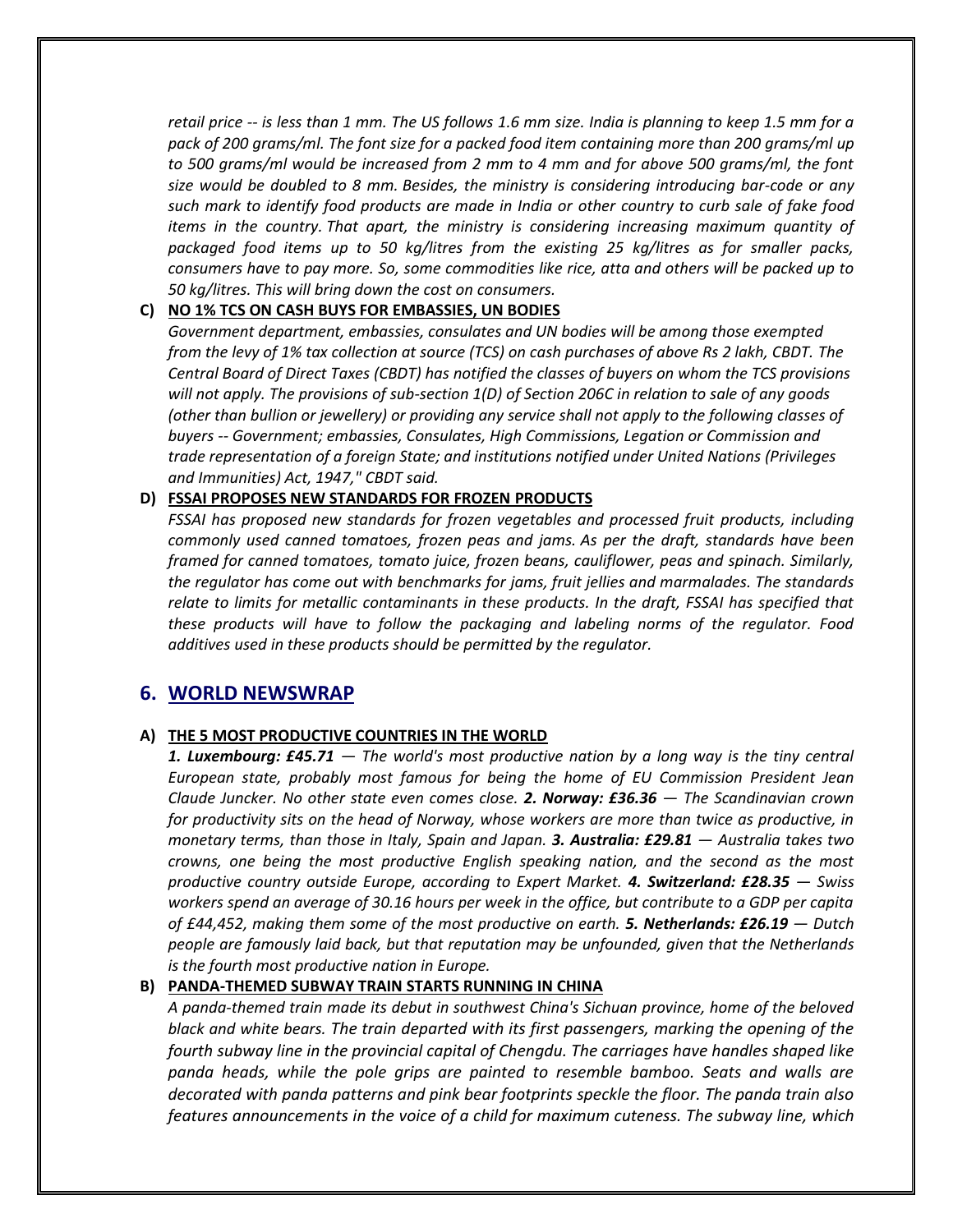*retail price -- is less than 1 mm. The US follows 1.6 mm size. India is planning to keep 1.5 mm for a pack of 200 grams/ml. The font size for a packed food item containing more than 200 grams/ml up to 500 grams/ml would be increased from 2 mm to 4 mm and for above 500 grams/ml, the font size would be doubled to 8 mm. Besides, the ministry is considering introducing bar-code or any such mark to identify food products are made in India or other country to curb sale of fake food items in the country. That apart, the ministry is considering increasing maximum quantity of packaged food items up to 50 kg/litres from the existing 25 kg/litres as for smaller packs, consumers have to pay more. So, some commodities like rice, atta and others will be packed up to 50 kg/litres. This will bring down the cost on consumers.*

**C) NO 1% TCS ON CASH BUYS FOR EMBASSIES, UN BODIES**

*Government department, embassies, consulates and UN bodies will be among those exempted from the levy of 1% tax collection at source (TCS) on cash purchases of above Rs 2 lakh, CBDT. The Central Board of Direct Taxes (CBDT) has notified the classes of buyers on whom the TCS provisions will not apply. The provisions of sub-section 1(D) of Section 206C in relation to sale of any goods (other than bullion or jewellery) or providing any service shall not apply to the following classes of buyers -- Government; embassies, Consulates, High Commissions, Legation or Commission and trade representation of a foreign State; and institutions notified under United Nations (Privileges and Immunities) Act, 1947," CBDT said.*

**D) FSSAI PROPOSES NEW STANDARDS FOR FROZEN PRODUCTS**

*FSSAI has proposed new standards for frozen vegetables and processed fruit products, including commonly used canned tomatoes, frozen peas and jams. As per the draft, standards have been framed for canned tomatoes, tomato juice, frozen beans, cauliflower, peas and spinach. Similarly, the regulator has come out with benchmarks for jams, fruit jellies and marmalades. The standards relate to limits for metallic contaminants in these products. In the draft, FSSAI has specified that these products will have to follow the packaging and labeling norms of the regulator. Food additives used in these products should be permitted by the regulator.*

## 6. WORLD NEWSWRAP

**A) THE 5 MOST PRODUCTIVE COUNTRIES IN THE WORLD**

***1. Luxembourg: £45.71** — The world's most productive nation by a long way is the tiny central European state, probably most famous for being the home of EU Commission President Jean Claude Juncker. No other state even comes close. **2. Norway: £36.36** — The Scandinavian crown for productivity sits on the head of Norway, whose workers are more than twice as productive, in monetary terms, than those in Italy, Spain and Japan. **3. Australia: £29.81** — Australia takes two crowns, one being the most productive English speaking nation, and the second as the most productive country outside Europe, according to Expert Market. **4. Switzerland: £28.35** — Swiss workers spend an average of 30.16 hours per week in the office, but contribute to a GDP per capita of £44,452, making them some of the most productive on earth. **5. Netherlands: £26.19** — Dutch people are famously laid back, but that reputation may be unfounded, given that the Netherlands is the fourth most productive nation in Europe.*

**B) PANDA-THEMED SUBWAY TRAIN STARTS RUNNING IN CHINA**

*A panda-themed train made its debut in southwest China's Sichuan province, home of the beloved black and white bears. The train departed with its first passengers, marking the opening of the fourth subway line in the provincial capital of Chengdu. The carriages have handles shaped like panda heads, while the pole grips are painted to resemble bamboo. Seats and walls are decorated with panda patterns and pink bear footprints speckle the floor. The panda train also features announcements in the voice of a child for maximum cuteness. The subway line, which*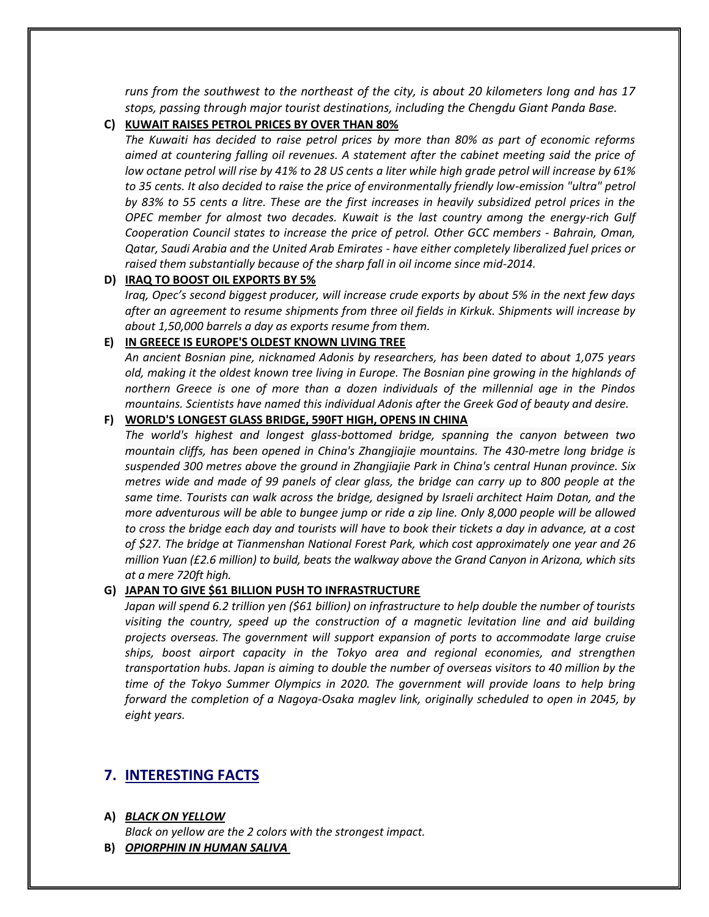*runs from the southwest to the northeast of the city, is about 20 kilometers long and has 17 stops, passing through major tourist destinations, including the Chengdu Giant Panda Base.*

**C) KUWAIT RAISES PETROL PRICES BY OVER THAN 80%**

*The Kuwaiti has decided to raise petrol prices by more than 80% as part of economic reforms aimed at countering falling oil revenues. A statement after the cabinet meeting said the price of low octane petrol will rise by 41% to 28 US cents a liter while high grade petrol will increase by 61% to 35 cents. It also decided to raise the price of environmentally friendly low-emission "ultra" petrol by 83% to 55 cents a litre. These are the first increases in heavily subsidized petrol prices in the OPEC member for almost two decades. Kuwait is the last country among the energy-rich Gulf Cooperation Council states to increase the price of petrol. Other GCC members - Bahrain, Oman, Qatar, Saudi Arabia and the United Arab Emirates - have either completely liberalized fuel prices or raised them substantially because of the sharp fall in oil income since mid-2014.*

**D) IRAQ TO BOOST OIL EXPORTS BY 5%**

*Iraq, Opec's second biggest producer, will increase crude exports by about 5% in the next few days after an agreement to resume shipments from three oil fields in Kirkuk. Shipments will increase by about 1,50,000 barrels a day as exports resume from them.*

**E) IN GREECE IS EUROPE'S OLDEST KNOWN LIVING TREE**

*An ancient Bosnian pine, nicknamed Adonis by researchers, has been dated to about 1,075 years old, making it the oldest known tree living in Europe. The Bosnian pine growing in the highlands of northern Greece is one of more than a dozen individuals of the millennial age in the Pindos mountains. Scientists have named this individual Adonis after the Greek God of beauty and desire.*

**F) WORLD'S LONGEST GLASS BRIDGE, 590FT HIGH, OPENS IN CHINA**

*The world's highest and longest glass-bottomed bridge, spanning the canyon between two mountain cliffs, has been opened in China's Zhangjiajie mountains. The 430-metre long bridge is suspended 300 metres above the ground in Zhangjiajie Park in China's central Hunan province. Six metres wide and made of 99 panels of clear glass, the bridge can carry up to 800 people at the same time. Tourists can walk across the bridge, designed by Israeli architect Haim Dotan, and the more adventurous will be able to bungee jump or ride a zip line. Only 8,000 people will be allowed to cross the bridge each day and tourists will have to book their tickets a day in advance, at a cost of $27. The bridge at Tianmenshan National Forest Park, which cost approximately one year and 26 million Yuan (£2.6 million) to build, beats the walkway above the Grand Canyon in Arizona, which sits at a mere 720ft high.*

**G) JAPAN TO GIVE $61 BILLION PUSH TO INFRASTRUCTURE**

*Japan will spend 6.2 trillion yen ($61 billion) on infrastructure to help double the number of tourists visiting the country, speed up the construction of a magnetic levitation line and aid building projects overseas. The government will support expansion of ports to accommodate large cruise ships, boost airport capacity in the Tokyo area and regional economies, and strengthen transportation hubs. Japan is aiming to double the number of overseas visitors to 40 million by the time of the Tokyo Summer Olympics in 2020. The government will provide loans to help bring forward the completion of a Nagoya-Osaka maglev link, originally scheduled to open in 2045, by eight years.*

## 7. INTERESTING FACTS

**A) *BLACK ON YELLOW***

*Black on yellow are the 2 colors with the strongest impact.*

**B) *OPIORPHIN IN HUMAN SALIVA***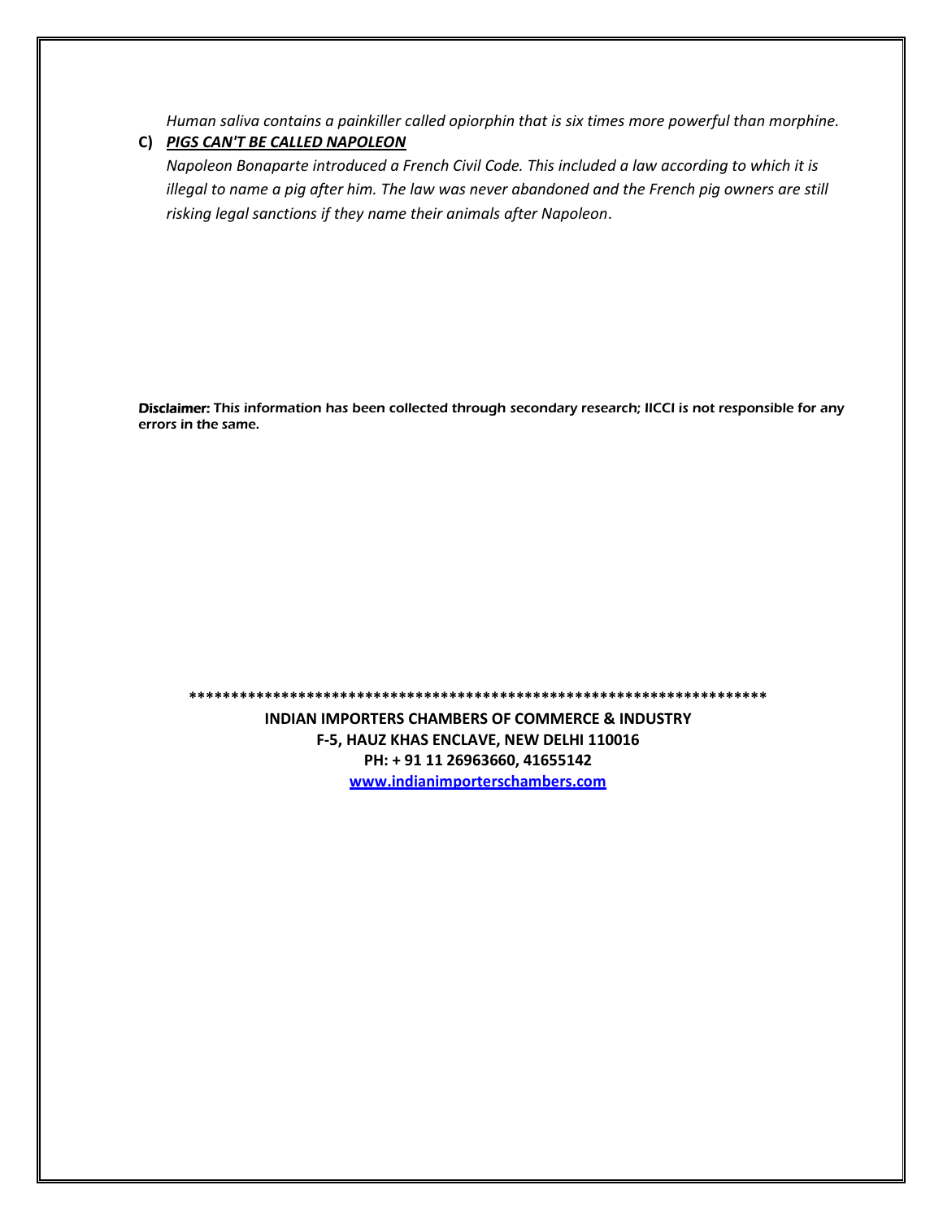*Human saliva contains a painkiller called opiorphin that is six times more powerful than morphine.*

**C)** ***PIGS CAN'T BE CALLED NAPOLEON***

*Napoleon Bonaparte introduced a French Civil Code. This included a law according to which it is illegal to name a pig after him. The law was never abandoned and the French pig owners are still risking legal sanctions if they name their animals after Napoleon*.

**Disclaimer:** This information has been collected through secondary research; IICCI is not responsible for any errors in the same.

**********************************************************************

**INDIAN IMPORTERS CHAMBERS OF COMMERCE & INDUSTRY**
**F-5, HAUZ KHAS ENCLAVE, NEW DELHI 110016**
**PH: + 91 11 26963660, 41655142**
**www.indianimporterschambers.com**